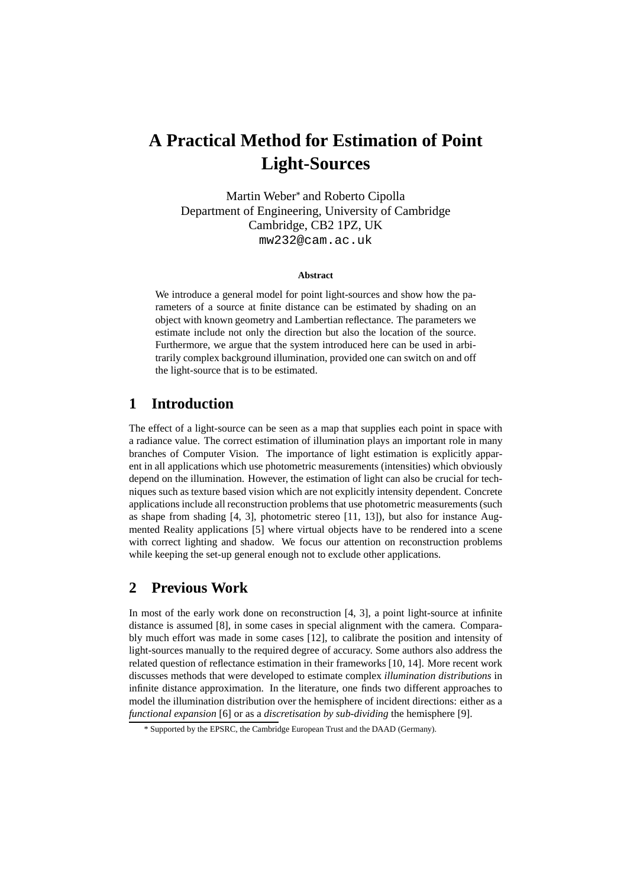# A Practical Method for Estimation of Point Light-Sources

Martin Weber* and Roberto Cipolla
Department of Engineering, University of Cambridge
Cambridge, CB2 1PZ, UK
mw232@cam.ac.uk

**Abstract**

We introduce a general model for point light-sources and show how the parameters of a source at finite distance can be estimated by shading on an object with known geometry and Lambertian reflectance. The parameters we estimate include not only the direction but also the location of the source. Furthermore, we argue that the system introduced here can be used in arbitrarily complex background illumination, provided one can switch on and off the light-source that is to be estimated.

## 1 Introduction

The effect of a light-source can be seen as a map that supplies each point in space with a radiance value. The correct estimation of illumination plays an important role in many branches of Computer Vision. The importance of light estimation is explicitly apparent in all applications which use photometric measurements (intensities) which obviously depend on the illumination. However, the estimation of light can also be crucial for techniques such as texture based vision which are not explicitly intensity dependent. Concrete applications include all reconstruction problems that use photometric measurements (such as shape from shading [4, 3], photometric stereo [11, 13]), but also for instance Augmented Reality applications [5] where virtual objects have to be rendered into a scene with correct lighting and shadow. We focus our attention on reconstruction problems while keeping the set-up general enough not to exclude other applications.

## 2 Previous Work

In most of the early work done on reconstruction [4, 3], a point light-source at infinite distance is assumed [8], in some cases in special alignment with the camera. Comparably much effort was made in some cases [12], to calibrate the position and intensity of light-sources manually to the required degree of accuracy. Some authors also address the related question of reflectance estimation in their frameworks [10, 14]. More recent work discusses methods that were developed to estimate complex *illumination distributions* in infinite distance approximation. In the literature, one finds two different approaches to model the illumination distribution over the hemisphere of incident directions: either as a *functional expansion* [6] or as a *discretisation by sub-dividing* the hemisphere [9].

* Supported by the EPSRC, the Cambridge European Trust and the DAAD (Germany).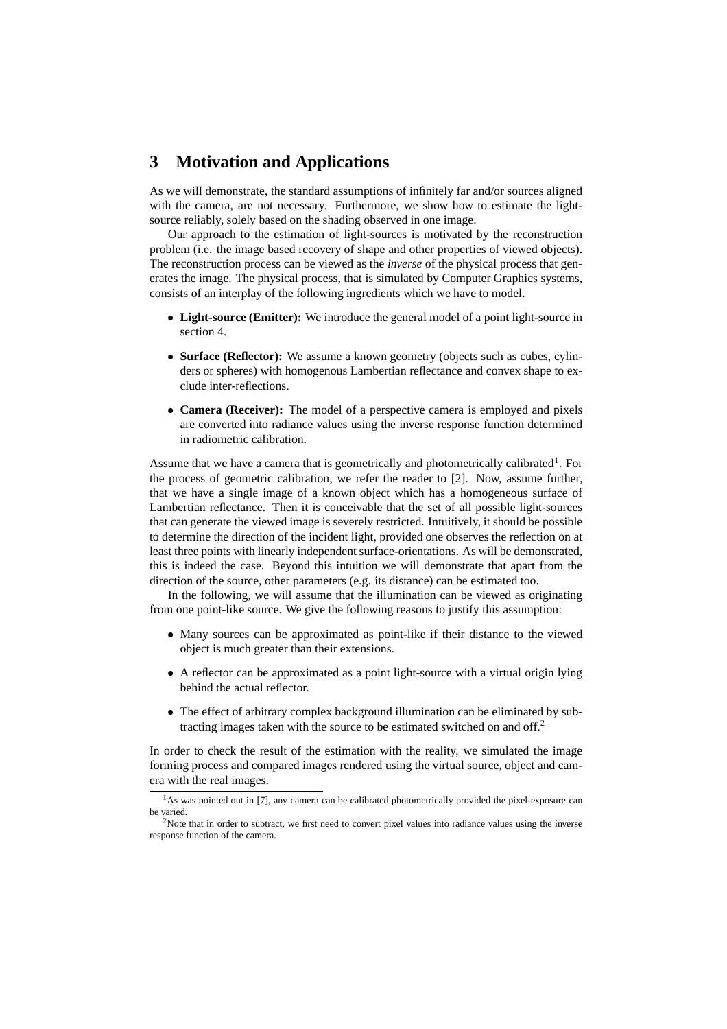## 3 Motivation and Applications

As we will demonstrate, the standard assumptions of infinitely far and/or sources aligned with the camera, are not necessary. Furthermore, we show how to estimate the light-source reliably, solely based on the shading observed in one image.

Our approach to the estimation of light-sources is motivated by the reconstruction problem (i.e. the image based recovery of shape and other properties of viewed objects). The reconstruction process can be viewed as the *inverse* of the physical process that generates the image. The physical process, that is simulated by Computer Graphics systems, consists of an interplay of the following ingredients which we have to model.

- **Light-source (Emitter):** We introduce the general model of a point light-source in section 4.
- **Surface (Reflector):** We assume a known geometry (objects such as cubes, cylinders or spheres) with homogenous Lambertian reflectance and convex shape to exclude inter-reflections.
- **Camera (Receiver):** The model of a perspective camera is employed and pixels are converted into radiance values using the inverse response function determined in radiometric calibration.

Assume that we have a camera that is geometrically and photometrically calibrated[1]. For the process of geometric calibration, we refer the reader to [2]. Now, assume further, that we have a single image of a known object which has a homogeneous surface of Lambertian reflectance. Then it is conceivable that the set of all possible light-sources that can generate the viewed image is severely restricted. Intuitively, it should be possible to determine the direction of the incident light, provided one observes the reflection on at least three points with linearly independent surface-orientations. As will be demonstrated, this is indeed the case. Beyond this intuition we will demonstrate that apart from the direction of the source, other parameters (e.g. its distance) can be estimated too.

In the following, we will assume that the illumination can be viewed as originating from one point-like source. We give the following reasons to justify this assumption:

- Many sources can be approximated as point-like if their distance to the viewed object is much greater than their extensions.
- A reflector can be approximated as a point light-source with a virtual origin lying behind the actual reflector.
- The effect of arbitrary complex background illumination can be eliminated by subtracting images taken with the source to be estimated switched on and off.[2]

In order to check the result of the estimation with the reality, we simulated the image forming process and compared images rendered using the virtual source, object and camera with the real images.

[1] As was pointed out in [7], any camera can be calibrated photometrically provided the pixel-exposure can be varied.

[2] Note that in order to subtract, we first need to convert pixel values into radiance values using the inverse response function of the camera.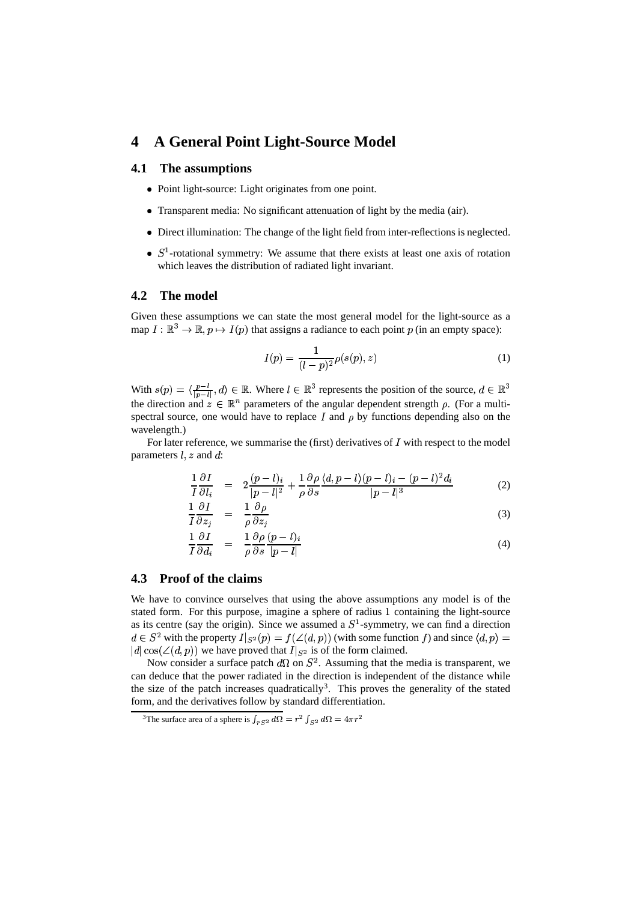# 4 A General Point Light-Source Model

## 4.1 The assumptions

- Point light-source: Light originates from one point.
- Transparent media: No significant attenuation of light by the media (air).
- Direct illumination: The change of the light field from inter-reflections is neglected.
- $S^1$-rotational symmetry: We assume that there exists at least one axis of rotation which leaves the distribution of radiated light invariant.

## 4.2 The model

Given these assumptions we can state the most general model for the light-source as a map $I : \mathbb{R}^3 \to \mathbb{R}, p \mapsto I(p)$ that assigns a radiance to each point $p$ (in an empty space):

$$I(p) = \frac{1}{(l-p)^2}\rho(s(p), z) \tag{1}$$

With $s(p) = \langle \frac{p-l}{|p-l|}, d \rangle \in \mathbb{R}$. Where $l \in \mathbb{R}^3$ represents the position of the source, $d \in \mathbb{R}^3$ the direction and $z \in \mathbb{R}^n$ parameters of the angular dependent strength $\rho$. (For a multi-spectral source, one would have to replace $I$ and $\rho$ by functions depending also on the wavelength.)

For later reference, we summarise the (first) derivatives of $I$ with respect to the model parameters $l, z$ and $d$:

$$\frac{1}{I}\frac{\partial I}{\partial l_i} = 2\frac{(p-l)_i}{|p-l|^2} + \frac{1}{\rho}\frac{\partial \rho}{\partial s}\frac{\langle d, p-l\rangle(p-l)_i - (p-l)^2 d_i}{|p-l|^3} \tag{2}$$

$$\frac{1}{I}\frac{\partial I}{\partial z_j} = \frac{1}{\rho}\frac{\partial \rho}{\partial z_j} \tag{3}$$

$$\frac{1}{I}\frac{\partial I}{\partial d_i} = \frac{1}{\rho}\frac{\partial \rho}{\partial s}\frac{(p-l)_i}{|p-l|} \tag{4}$$

## 4.3 Proof of the claims

We have to convince ourselves that using the above assumptions any model is of the stated form. For this purpose, imagine a sphere of radius 1 containing the light-source as its centre (say the origin). Since we assumed a $S^1$-symmetry, we can find a direction $d \in S^2$ with the property $I|_{S^2}(p) = f(\angle(d, p))$ (with some function $f$) and since $\langle d, p\rangle = |d| \cos(\angle(d, p))$ we have proved that $I|_{S^2}$ is of the form claimed.

Now consider a surface patch $d\Omega$ on $S^2$. Assuming that the media is transparent, we can deduce that the power radiated in the direction is independent of the distance while the size of the patch increases quadratically[3]. This proves the generality of the stated form, and the derivatives follow by standard differentiation.

[3] The surface area of a sphere is $\int_{rS^2} d\Omega = r^2 \int_{S^2} d\Omega = 4\pi r^2$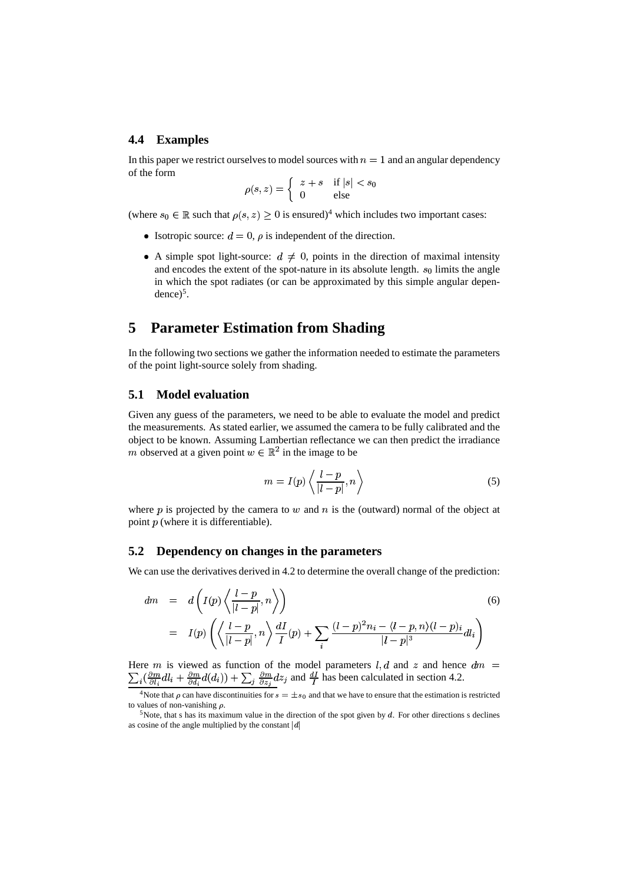### 4.4 Examples

In this paper we restrict ourselves to model sources with $n = 1$ and an angular dependency of the form

$$\rho(s, z) = \begin{cases} z + s & \text{if } |s| < s_0 \\ 0 & \text{else} \end{cases}$$

(where $s_0 \in \mathbb{R}$ such that $\rho(s, z) \geq 0$ is ensured)[4] which includes two important cases:

- Isotropic source: $d = 0$, $\rho$ is independent of the direction.
- A simple spot light-source: $d \neq 0$, points in the direction of maximal intensity and encodes the extent of the spot-nature in its absolute length. $s_0$ limits the angle in which the spot radiates (or can be approximated by this simple angular dependence)[5].

# 5 Parameter Estimation from Shading

In the following two sections we gather the information needed to estimate the parameters of the point light-source solely from shading.

### 5.1 Model evaluation

Given any guess of the parameters, we need to be able to evaluate the model and predict the measurements. As stated earlier, we assumed the camera to be fully calibrated and the object to be known. Assuming Lambertian reflectance we can then predict the irradiance $m$ observed at a given point $w \in \mathbb{R}^2$ in the image to be

$$m = I(p) \left\langle \frac{l - p}{|l - p|}, n \right\rangle \tag{5}$$

where $p$ is projected by the camera to $w$ and $n$ is the (outward) normal of the object at point $p$ (where it is differentiable).

### 5.2 Dependency on changes in the parameters

We can use the derivatives derived in 4.2 to determine the overall change of the prediction:

$$\begin{aligned} dm &= d\left(I(p) \left\langle \frac{l - p}{|l - p|}, n \right\rangle\right) \\ &= I(p) \left( \left\langle \frac{l - p}{|l - p|}, n \right\rangle \frac{dI}{I}(p) + \sum_i \frac{(l - p)^2 n_i - \langle l - p, n \rangle (l - p)_i}{|l - p|^3} dl_i \right) \end{aligned} \tag{6}$$

Here $m$ is viewed as function of the model parameters $l, d$ and $z$ and hence $dm = \sum_i (\frac{\partial m}{\partial l_i} dl_i + \frac{\partial m}{\partial d_i} d(d_i)) + \sum_j \frac{\partial m}{\partial z_j} dz_j$ and $\frac{dI}{I}$ has been calculated in section 4.2.

[4] Note that $\rho$ can have discontinuities for $s = \pm s_0$ and that we have to ensure that the estimation is restricted to values of non-vanishing $\rho$.

[5] Note, that s has its maximum value in the direction of the spot given by $d$. For other directions s declines as cosine of the angle multiplied by the constant $|d|$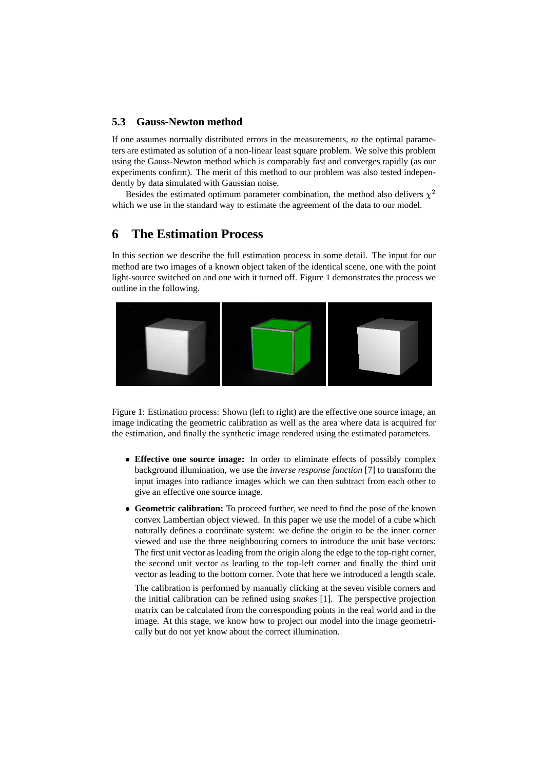### 5.3 Gauss-Newton method

If one assumes normally distributed errors in the measurements, $m$ the optimal parameters are estimated as solution of a non-linear least square problem. We solve this problem using the Gauss-Newton method which is comparably fast and converges rapidly (as our experiments confirm). The merit of this method to our problem was also tested independently by data simulated with Gaussian noise.

Besides the estimated optimum parameter combination, the method also delivers $\chi^2$ which we use in the standard way to estimate the agreement of the data to our model.

## 6 The Estimation Process

In this section we describe the full estimation process in some detail. The input for our method are two images of a known object taken of the identical scene, one with the point light-source switched on and one with it turned off. Figure 1 demonstrates the process we outline in the following.

Figure 1: Estimation process: Shown (left to right) are the effective one source image, an image indicating the geometric calibration as well as the area where data is acquired for the estimation, and finally the synthetic image rendered using the estimated parameters.

- **Effective one source image:** In order to eliminate effects of possibly complex background illumination, we use the *inverse response function* [7] to transform the input images into radiance images which we can then subtract from each other to give an effective one source image.

- **Geometric calibration:** To proceed further, we need to find the pose of the known convex Lambertian object viewed. In this paper we use the model of a cube which naturally defines a coordinate system: we define the origin to be the inner corner viewed and use the three neighbouring corners to introduce the unit base vectors: The first unit vector as leading from the origin along the edge to the top-right corner, the second unit vector as leading to the top-left corner and finally the third unit vector as leading to the bottom corner. Note that here we introduced a length scale.

  The calibration is performed by manually clicking at the seven visible corners and the initial calibration can be refined using *snakes* [1]. The perspective projection matrix can be calculated from the corresponding points in the real world and in the image. At this stage, we know how to project our model into the image geometrically but do not yet know about the correct illumination.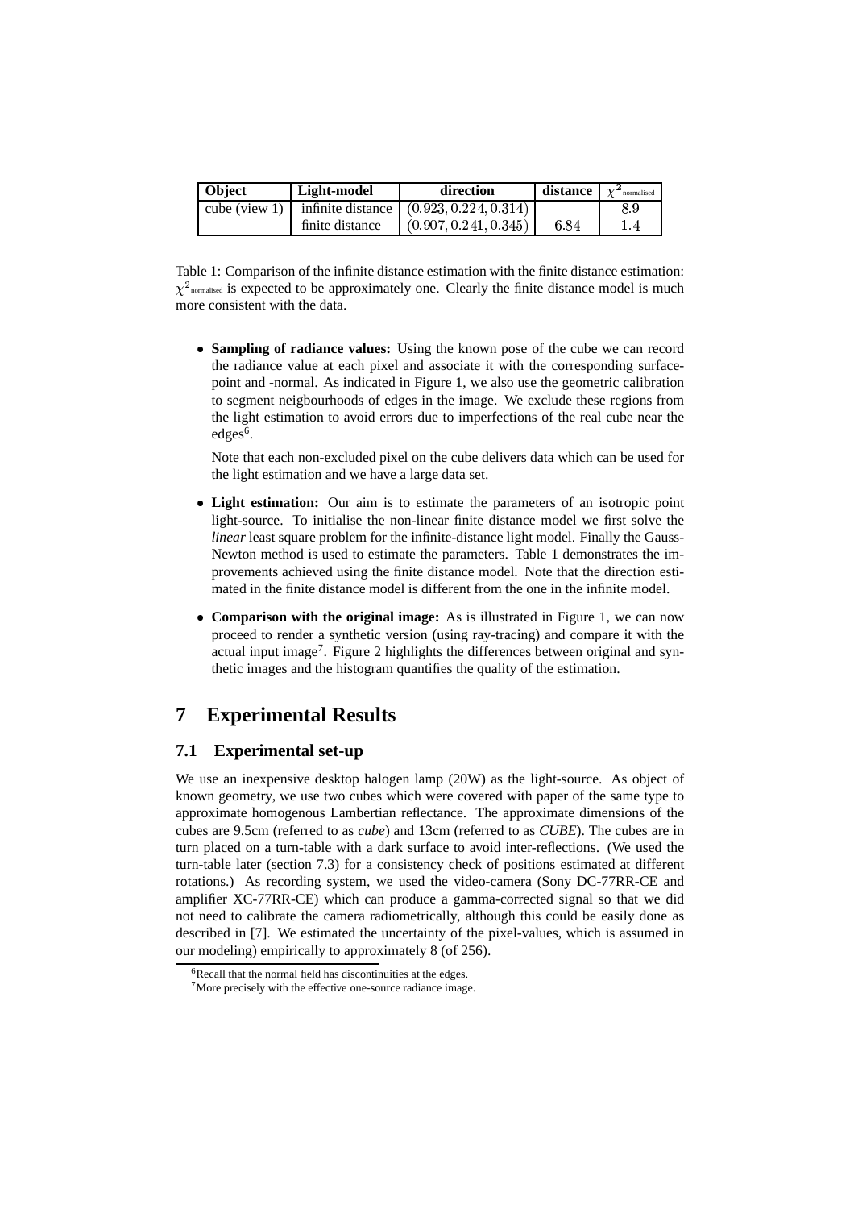| Object | Light-model | direction | distance | $\chi^2_{\text{normalised}}$ |
|---|---|---|---|---|
| cube (view 1) | infinite distance | $(0.923, 0.224, 0.314)$ | | $8.9$ |
| | finite distance | $(0.907, 0.241, 0.345)$ | $6.84$ | $1.4$ |

Table 1: Comparison of the infinite distance estimation with the finite distance estimation: $\chi^2_{\text{normalised}}$ is expected to be approximately one. Clearly the finite distance model is much more consistent with the data.

- **Sampling of radiance values:** Using the known pose of the cube we can record the radiance value at each pixel and associate it with the corresponding surface-point and -normal. As indicated in Figure 1, we also use the geometric calibration to segment neigbourhoods of edges in the image. We exclude these regions from the light estimation to avoid errors due to imperfections of the real cube near the edges[6].

  Note that each non-excluded pixel on the cube delivers data which can be used for the light estimation and we have a large data set.

- **Light estimation:** Our aim is to estimate the parameters of an isotropic point light-source. To initialise the non-linear finite distance model we first solve the *linear* least square problem for the infinite-distance light model. Finally the Gauss-Newton method is used to estimate the parameters. Table 1 demonstrates the improvements achieved using the finite distance model. Note that the direction estimated in the finite distance model is different from the one in the infinite model.

- **Comparison with the original image:** As is illustrated in Figure 1, we can now proceed to render a synthetic version (using ray-tracing) and compare it with the actual input image[7]. Figure 2 highlights the differences between original and synthetic images and the histogram quantifies the quality of the estimation.

# 7 Experimental Results

## 7.1 Experimental set-up

We use an inexpensive desktop halogen lamp (20W) as the light-source. As object of known geometry, we use two cubes which were covered with paper of the same type to approximate homogenous Lambertian reflectance. The approximate dimensions of the cubes are 9.5cm (referred to as *cube*) and 13cm (referred to as *CUBE*). The cubes are in turn placed on a turn-table with a dark surface to avoid inter-reflections. (We used the turn-table later (section 7.3) for a consistency check of positions estimated at different rotations.) As recording system, we used the video-camera (Sony DC-77RR-CE and amplifier XC-77RR-CE) which can produce a gamma-corrected signal so that we did not need to calibrate the camera radiometrically, although this could be easily done as described in [7]. We estimated the uncertainty of the pixel-values, which is assumed in our modeling) empirically to approximately 8 (of 256).

[6] Recall that the normal field has discontinuities at the edges.

[7] More precisely with the effective one-source radiance image.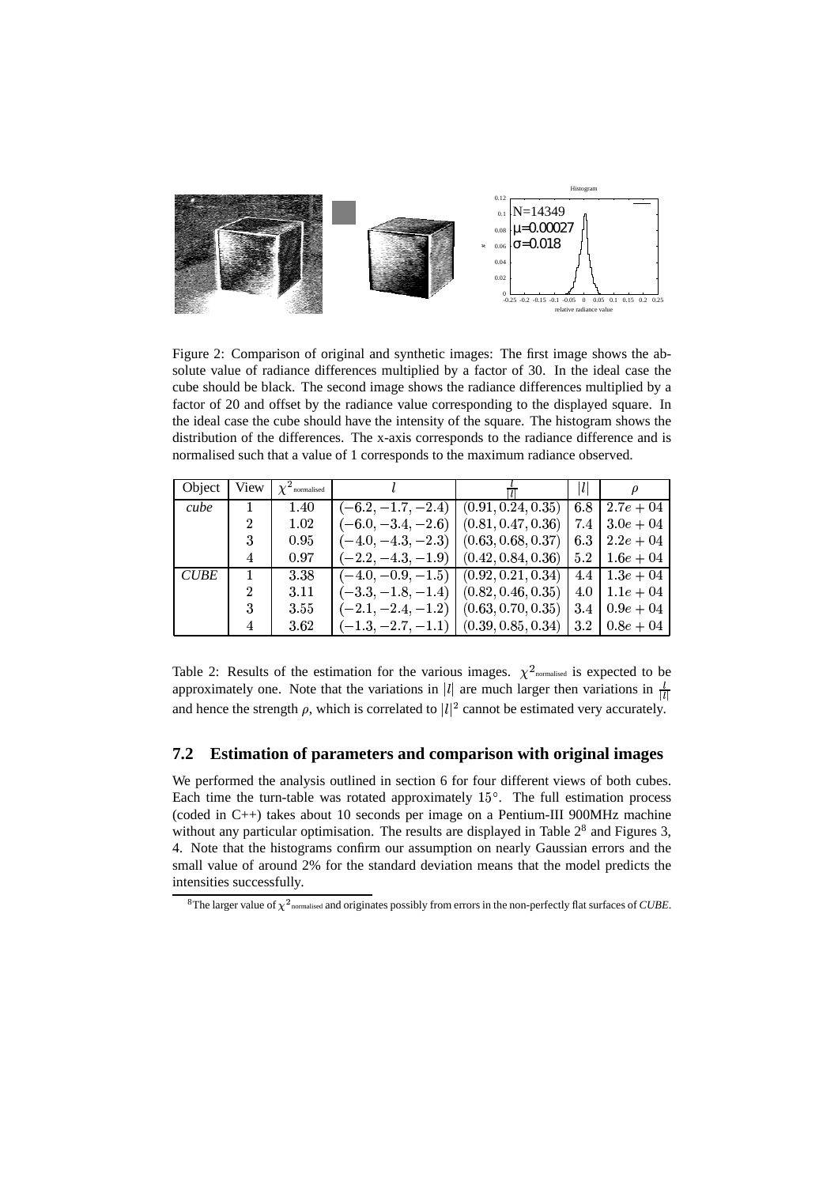Figure 2: Comparison of original and synthetic images: The first image shows the absolute value of radiance differences multiplied by a factor of 30. In the ideal case the cube should be black. The second image shows the radiance differences multiplied by a factor of 20 and offset by the radiance value corresponding to the displayed square. In the ideal case the cube should have the intensity of the square. The histogram shows the distribution of the differences. The x-axis corresponds to the radiance difference and is normalised such that a value of 1 corresponds to the maximum radiance observed.

| Object | View | $\chi^2_{\text{normalised}}$ | $l$ | $\frac{l}{\lvert l\rvert}$ | $\lvert l\rvert$ | $\rho$ |
|---|---|---|---|---|---|---|
| *cube* | 1 | 1.40 | $(-6.2, -1.7, -2.4)$ | $(0.91, 0.24, 0.35)$ | 6.8 | $2.7e+04$ |
| | 2 | 1.02 | $(-6.0, -3.4, -2.6)$ | $(0.81, 0.47, 0.36)$ | 7.4 | $3.0e+04$ |
| | 3 | 0.95 | $(-4.0, -4.3, -2.3)$ | $(0.63, 0.68, 0.37)$ | 6.3 | $2.2e+04$ |
| | 4 | 0.97 | $(-2.2, -4.3, -1.9)$ | $(0.42, 0.84, 0.36)$ | 5.2 | $1.6e+04$ |
| *CUBE* | 1 | 3.38 | $(-4.0, -0.9, -1.5)$ | $(0.92, 0.21, 0.34)$ | 4.4 | $1.3e+04$ |
| | 2 | 3.11 | $(-3.3, -1.8, -1.4)$ | $(0.82, 0.46, 0.35)$ | 4.0 | $1.1e+04$ |
| | 3 | 3.55 | $(-2.1, -2.4, -1.2)$ | $(0.63, 0.70, 0.35)$ | 3.4 | $0.9e+04$ |
| | 4 | 3.62 | $(-1.3, -2.7, -1.1)$ | $(0.39, 0.85, 0.34)$ | 3.2 | $0.8e+04$ |

Table 2: Results of the estimation for the various images. $\chi^2_{\text{normalised}}$ is expected to be approximately one. Note that the variations in $|l|$ are much larger then variations in $\frac{l}{|l|}$ and hence the strength $\rho$, which is correlated to $|l|^2$ cannot be estimated very accurately.

## 7.2 Estimation of parameters and comparison with original images

We performed the analysis outlined in section 6 for four different views of both cubes. Each time the turn-table was rotated approximately $15°$. The full estimation process (coded in C++) takes about 10 seconds per image on a Pentium-III 900MHz machine without any particular optimisation. The results are displayed in Table 2[8] and Figures 3, 4. Note that the histograms confirm our assumption on nearly Gaussian errors and the small value of around 2% for the standard deviation means that the model predicts the intensities successfully.

[8]The larger value of $\chi^2_{\text{normalised}}$ and originates possibly from errors in the non-perfectly flat surfaces of *CUBE*.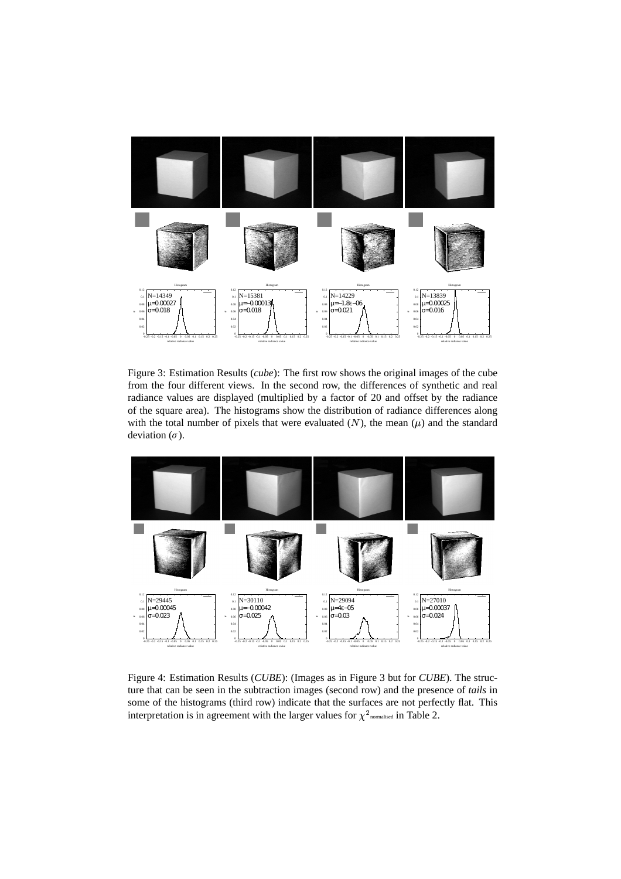Figure 3: Estimation Results (*cube*): The first row shows the original images of the cube from the four different views. In the second row, the differences of synthetic and real radiance values are displayed (multiplied by a factor of 20 and offset by the radiance of the square area). The histograms show the distribution of radiance differences along with the total number of pixels that were evaluated ($N$), the mean ($\mu$) and the standard deviation ($\sigma$).

Figure 4: Estimation Results (*CUBE*): (Images as in Figure 3 but for *CUBE*). The structure that can be seen in the subtraction images (second row) and the presence of *tails* in some of the histograms (third row) indicate that the surfaces are not perfectly flat. This interpretation is in agreement with the larger values for $\chi^2_{\text{normalised}}$ in Table 2.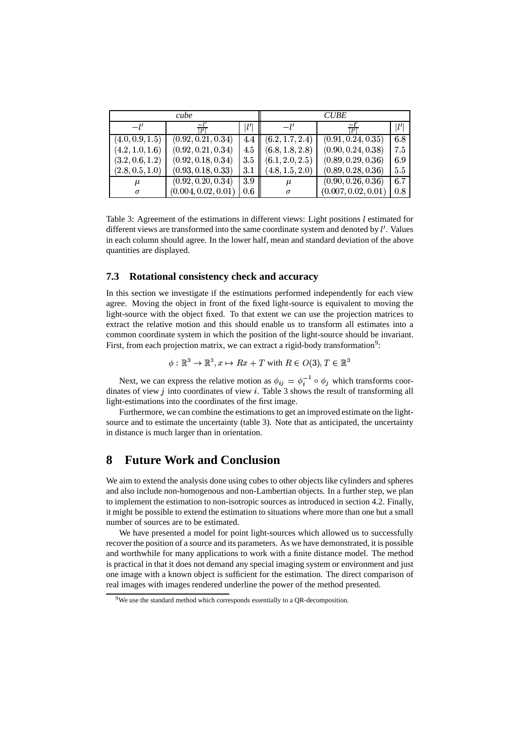| *cube* | | | *CUBE* | | |
|---|---|---|---|---|---|
| $-l'$ | $\frac{-l'}{\lvert l' \rvert}$ | $\lvert l' \rvert$ | $-l'$ | $\frac{-l'}{\lvert l' \rvert}$ | $\lvert l' \rvert$ |
| $(4.0, 0.9, 1.5)$ | $(0.92, 0.21, 0.34)$ | $4.4$ | $(6.2, 1.7, 2.4)$ | $(0.91, 0.24, 0.35)$ | $6.8$ |
| $(4.2, 1.0, 1.6)$ | $(0.92, 0.21, 0.34)$ | $4.5$ | $(6.8, 1.8, 2.8)$ | $(0.90, 0.24, 0.38)$ | $7.5$ |
| $(3.2, 0.6, 1.2)$ | $(0.92, 0.18, 0.34)$ | $3.5$ | $(6.1, 2.0, 2.5)$ | $(0.89, 0.29, 0.36)$ | $6.9$ |
| $(2.8, 0.5, 1.0)$ | $(0.93, 0.18, 0.33)$ | $3.1$ | $(4.8, 1.5, 2.0)$ | $(0.89, 0.28, 0.36)$ | $5.5$ |
| $\mu$ | $(0.92, 0.20, 0.34)$ | $3.9$ | $\mu$ | $(0.90, 0.26, 0.36)$ | $6.7$ |
| $\sigma$ | $(0.004, 0.02, 0.01)$ | $0.6$ | $\sigma$ | $(0.007, 0.02, 0.01)$ | $0.8$ |

Table 3: Agreement of the estimations in different views: Light positions $l$ estimated for different views are transformed into the same coordinate system and denoted by $l'$. Values in each column should agree. In the lower half, mean and standard deviation of the above quantities are displayed.

### 7.3 Rotational consistency check and accuracy

In this section we investigate if the estimations performed independently for each view agree. Moving the object in front of the fixed light-source is equivalent to moving the light-source with the object fixed. To that extent we can use the projection matrices to extract the relative motion and this should enable us to transform all estimates into a common coordinate system in which the position of the light-source should be invariant. First, from each projection matrix, we can extract a rigid-body transformation[9]:

$$\phi : \mathbb{R}^3 \to \mathbb{R}^3, x \mapsto Rx + T \text{ with } R \in O(3), T \in \mathbb{R}^3$$

Next, we can express the relative motion as $\phi_{ij} = \phi_i^{-1} \circ \phi_j$ which transforms coordinates of view $j$ into coordinates of view $i$. Table 3 shows the result of transforming all light-estimations into the coordinates of the first image.

Furthermore, we can combine the estimations to get an improved estimate on the light-source and to estimate the uncertainty (table 3). Note that as anticipated, the uncertainty in distance is much larger than in orientation.

## 8 Future Work and Conclusion

We aim to extend the analysis done using cubes to other objects like cylinders and spheres and also include non-homogenous and non-Lambertian objects. In a further step, we plan to implement the estimation to non-isotropic sources as introduced in section 4.2. Finally, it might be possible to extend the estimation to situations where more than one but a small number of sources are to be estimated.

We have presented a model for point light-sources which allowed us to successfully recover the position of a source and its parameters. As we have demonstrated, it is possible and worthwhile for many applications to work with a finite distance model. The method is practical in that it does not demand any special imaging system or environment and just one image with a known object is sufficient for the estimation. The direct comparison of real images with images rendered underline the power of the method presented.

[9] We use the standard method which corresponds essentially to a QR-decomposition.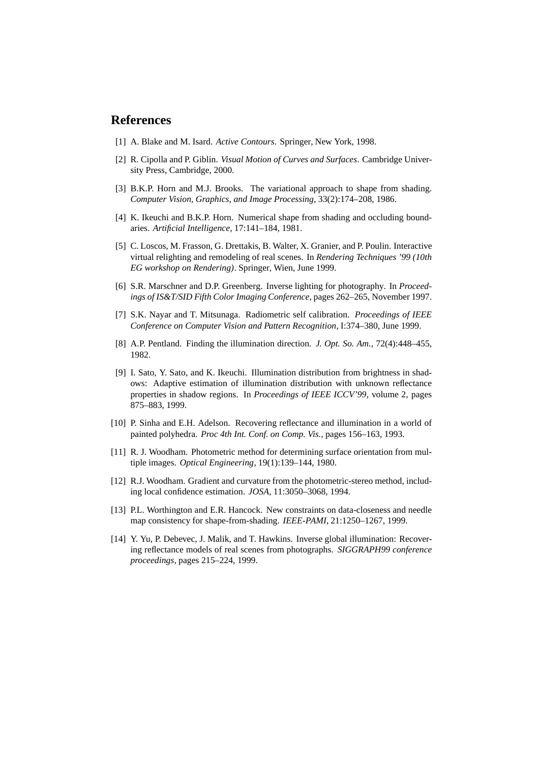## References

[1] A. Blake and M. Isard. *Active Contours*. Springer, New York, 1998.

[2] R. Cipolla and P. Giblin. *Visual Motion of Curves and Surfaces*. Cambridge University Press, Cambridge, 2000.

[3] B.K.P. Horn and M.J. Brooks. The variational approach to shape from shading. *Computer Vision, Graphics, and Image Processing*, 33(2):174–208, 1986.

[4] K. Ikeuchi and B.K.P. Horn. Numerical shape from shading and occluding boundaries. *Artificial Intelligence*, 17:141–184, 1981.

[5] C. Loscos, M. Frasson, G. Drettakis, B. Walter, X. Granier, and P. Poulin. Interactive virtual relighting and remodeling of real scenes. In *Rendering Techniques '99 (10th EG workshop on Rendering)*. Springer, Wien, June 1999.

[6] S.R. Marschner and D.P. Greenberg. Inverse lighting for photography. In *Proceedings of IS&T/SID Fifth Color Imaging Conference*, pages 262–265, November 1997.

[7] S.K. Nayar and T. Mitsunaga. Radiometric self calibration. *Proceedings of IEEE Conference on Computer Vision and Pattern Recognition*, I:374–380, June 1999.

[8] A.P. Pentland. Finding the illumination direction. *J. Opt. So. Am.*, 72(4):448–455, 1982.

[9] I. Sato, Y. Sato, and K. Ikeuchi. Illumination distribution from brightness in shadows: Adaptive estimation of illumination distribution with unknown reflectance properties in shadow regions. In *Proceedings of IEEE ICCV'99*, volume 2, pages 875–883, 1999.

[10] P. Sinha and E.H. Adelson. Recovering reflectance and illumination in a world of painted polyhedra. *Proc 4th Int. Conf. on Comp. Vis.*, pages 156–163, 1993.

[11] R. J. Woodham. Photometric method for determining surface orientation from multiple images. *Optical Engineering*, 19(1):139–144, 1980.

[12] R.J. Woodham. Gradient and curvature from the photometric-stereo method, including local confidence estimation. *JOSA*, 11:3050–3068, 1994.

[13] P.L. Worthington and E.R. Hancock. New constraints on data-closeness and needle map consistency for shape-from-shading. *IEEE-PAMI*, 21:1250–1267, 1999.

[14] Y. Yu, P. Debevec, J. Malik, and T. Hawkins. Inverse global illumination: Recovering reflectance models of real scenes from photographs. *SIGGRAPH99 conference proceedings*, pages 215–224, 1999.